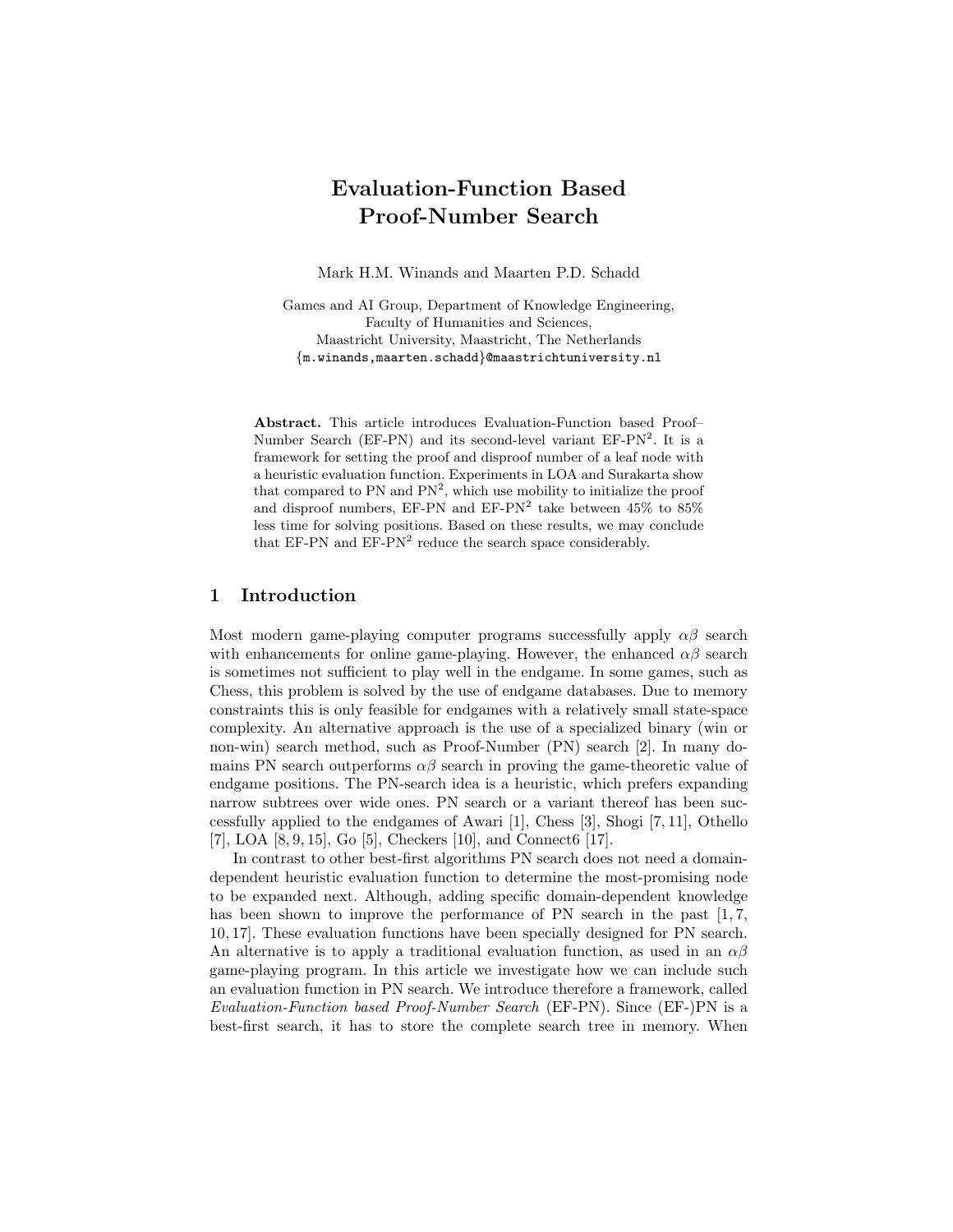# Evaluation-Function Based Proof-Number Search

Mark H.M. Winands and Maarten P.D. Schadd

Games and AI Group, Department of Knowledge Engineering,
Faculty of Humanities and Sciences,
Maastricht University, Maastricht, The Netherlands
{m.winands,maarten.schadd}@maastrichtuniversity.nl

**Abstract.** This article introduces Evaluation-Function based Proof–Number Search (EF-PN) and its second-level variant EF-$PN^2$. It is a framework for setting the proof and disproof number of a leaf node with a heuristic evaluation function. Experiments in LOA and Surakarta show that compared to PN and $PN^2$, which use mobility to initialize the proof and disproof numbers, EF-PN and EF-$PN^2$ take between 45% to 85% less time for solving positions. Based on these results, we may conclude that EF-PN and EF-$PN^2$ reduce the search space considerably.

## 1 Introduction

Most modern game-playing computer programs successfully apply $\alpha\beta$ search with enhancements for online game-playing. However, the enhanced $\alpha\beta$ search is sometimes not sufficient to play well in the endgame. In some games, such as Chess, this problem is solved by the use of endgame databases. Due to memory constraints this is only feasible for endgames with a relatively small state-space complexity. An alternative approach is the use of a specialized binary (win or non-win) search method, such as Proof-Number (PN) search [2]. In many domains PN search outperforms $\alpha\beta$ search in proving the game-theoretic value of endgame positions. The PN-search idea is a heuristic, which prefers expanding narrow subtrees over wide ones. PN search or a variant thereof has been successfully applied to the endgames of Awari [1], Chess [3], Shogi [7, 11], Othello [7], LOA [8, 9, 15], Go [5], Checkers [10], and Connect6 [17].

In contrast to other best-first algorithms PN search does not need a domain-dependent heuristic evaluation function to determine the most-promising node to be expanded next. Although, adding specific domain-dependent knowledge has been shown to improve the performance of PN search in the past [1, 7, 10, 17]. These evaluation functions have been specially designed for PN search. An alternative is to apply a traditional evaluation function, as used in an $\alpha\beta$ game-playing program. In this article we investigate how we can include such an evaluation function in PN search. We introduce therefore a framework, called *Evaluation-Function based Proof-Number Search* (EF-PN). Since (EF-)PN is a best-first search, it has to store the complete search tree in memory. When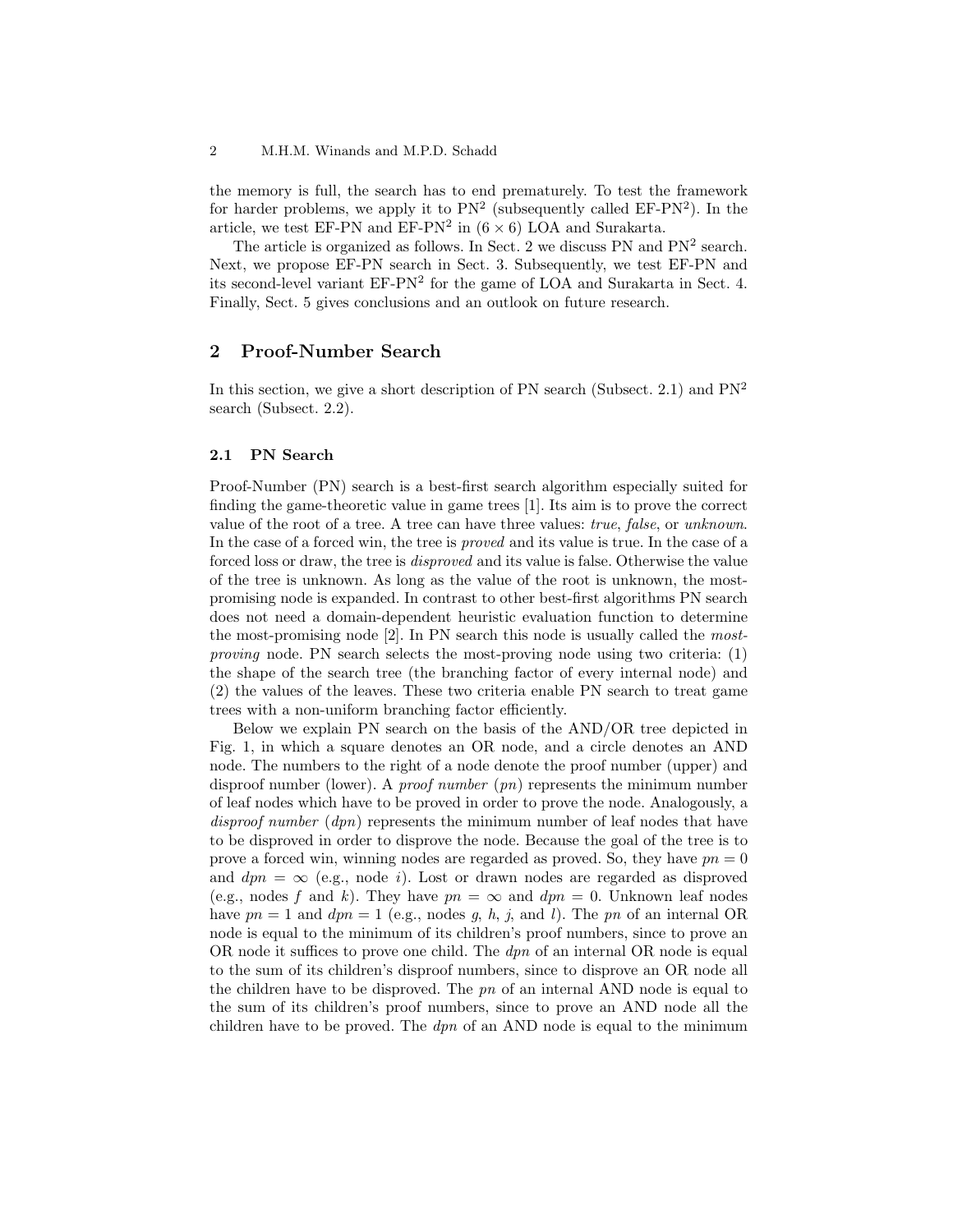the memory is full, the search has to end prematurely. To test the framework for harder problems, we apply it to PN$^2$ (subsequently called EF-PN$^2$). In the article, we test EF-PN and EF-PN$^2$ in $(6 \times 6)$ LOA and Surakarta.

The article is organized as follows. In Sect. 2 we discuss PN and PN$^2$ search. Next, we propose EF-PN search in Sect. 3. Subsequently, we test EF-PN and its second-level variant EF-PN$^2$ for the game of LOA and Surakarta in Sect. 4. Finally, Sect. 5 gives conclusions and an outlook on future research.

## 2 Proof-Number Search

In this section, we give a short description of PN search (Subsect. 2.1) and PN$^2$ search (Subsect. 2.2).

### 2.1 PN Search

Proof-Number (PN) search is a best-first search algorithm especially suited for finding the game-theoretic value in game trees [1]. Its aim is to prove the correct value of the root of a tree. A tree can have three values: *true*, *false*, or *unknown*. In the case of a forced win, the tree is *proved* and its value is true. In the case of a forced loss or draw, the tree is *disproved* and its value is false. Otherwise the value of the tree is unknown. As long as the value of the root is unknown, the most-promising node is expanded. In contrast to other best-first algorithms PN search does not need a domain-dependent heuristic evaluation function to determine the most-promising node [2]. In PN search this node is usually called the *most-proving* node. PN search selects the most-proving node using two criteria: (1) the shape of the search tree (the branching factor of every internal node) and (2) the values of the leaves. These two criteria enable PN search to treat game trees with a non-uniform branching factor efficiently.

Below we explain PN search on the basis of the AND/OR tree depicted in Fig. 1, in which a square denotes an OR node, and a circle denotes an AND node. The numbers to the right of a node denote the proof number (upper) and disproof number (lower). A *proof number* ($pn$) represents the minimum number of leaf nodes which have to be proved in order to prove the node. Analogously, a *disproof number* ($dpn$) represents the minimum number of leaf nodes that have to be disproved in order to disprove the node. Because the goal of the tree is to prove a forced win, winning nodes are regarded as proved. So, they have $pn = 0$ and $dpn = \infty$ (e.g., node $i$). Lost or drawn nodes are regarded as disproved (e.g., nodes $f$ and $k$). They have $pn = \infty$ and $dpn = 0$. Unknown leaf nodes have $pn = 1$ and $dpn = 1$ (e.g., nodes $g$, $h$, $j$, and $l$). The $pn$ of an internal OR node is equal to the minimum of its children's proof numbers, since to prove an OR node it suffices to prove one child. The $dpn$ of an internal OR node is equal to the sum of its children's disproof numbers, since to disprove an OR node all the children have to be disproved. The $pn$ of an internal AND node is equal to the sum of its children's proof numbers, since to prove an AND node all the children have to be proved. The $dpn$ of an AND node is equal to the minimum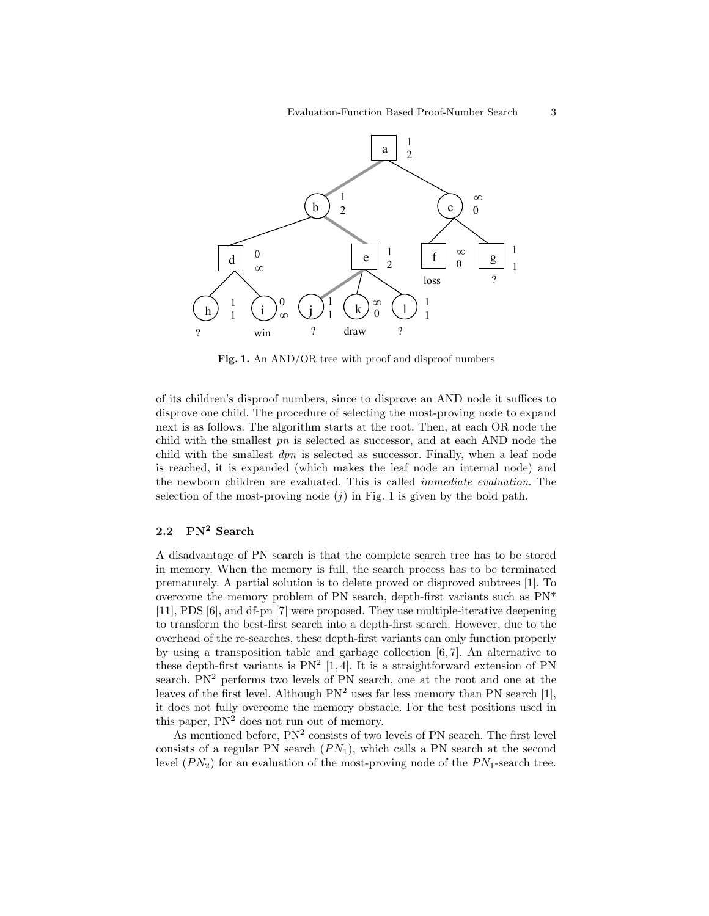Fig. 1. An AND/OR tree with proof and disproof numbers

of its children's disproof numbers, since to disprove an AND node it suffices to disprove one child. The procedure of selecting the most-proving node to expand next is as follows. The algorithm starts at the root. Then, at each OR node the child with the smallest *pn* is selected as successor, and at each AND node the child with the smallest *dpn* is selected as successor. Finally, when a leaf node is reached, it is expanded (which makes the leaf node an internal node) and the newborn children are evaluated. This is called *immediate evaluation*. The selection of the most-proving node ($j$) in Fig. 1 is given by the bold path.

### 2.2 PN$^2$ Search

A disadvantage of PN search is that the complete search tree has to be stored in memory. When the memory is full, the search process has to be terminated prematurely. A partial solution is to delete proved or disproved subtrees [1]. To overcome the memory problem of PN search, depth-first variants such as PN* [11], PDS [6], and df-pn [7] were proposed. They use multiple-iterative deepening to transform the best-first search into a depth-first search. However, due to the overhead of the re-searches, these depth-first variants can only function properly by using a transposition table and garbage collection [6, 7]. An alternative to these depth-first variants is PN$^2$ [1, 4]. It is a straightforward extension of PN search. PN$^2$ performs two levels of PN search, one at the root and one at the leaves of the first level. Although PN$^2$ uses far less memory than PN search [1], it does not fully overcome the memory obstacle. For the test positions used in this paper, PN$^2$ does not run out of memory.

As mentioned before, PN$^2$ consists of two levels of PN search. The first level consists of a regular PN search ($PN_1$), which calls a PN search at the second level ($PN_2$) for an evaluation of the most-proving node of the $PN_1$-search tree.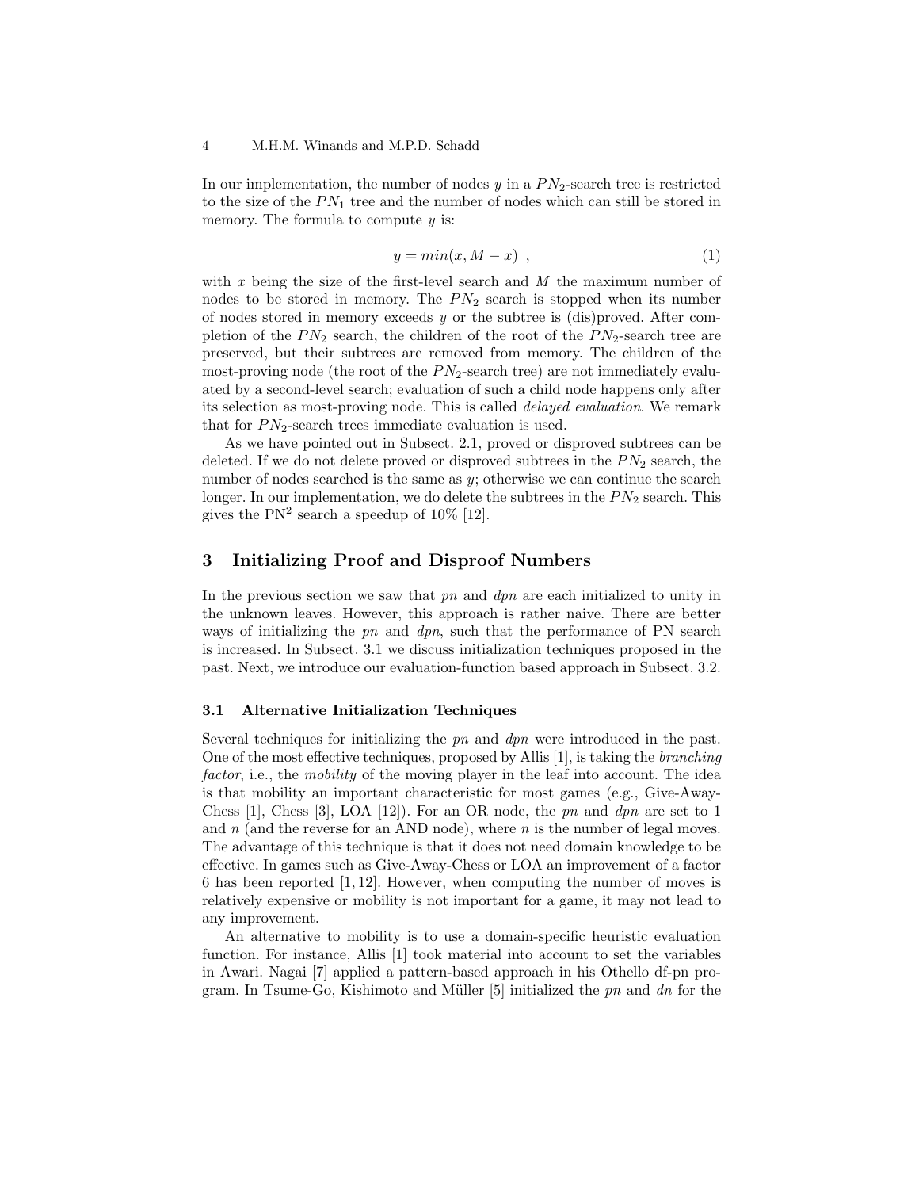In our implementation, the number of nodes $y$ in a $PN_2$-search tree is restricted to the size of the $PN_1$ tree and the number of nodes which can still be stored in memory. The formula to compute $y$ is:

$$y = min(x, M - x) \ , \tag{1}$$

with $x$ being the size of the first-level search and $M$ the maximum number of nodes to be stored in memory. The $PN_2$ search is stopped when its number of nodes stored in memory exceeds $y$ or the subtree is (dis)proved. After completion of the $PN_2$ search, the children of the root of the $PN_2$-search tree are preserved, but their subtrees are removed from memory. The children of the most-proving node (the root of the $PN_2$-search tree) are not immediately evaluated by a second-level search; evaluation of such a child node happens only after its selection as most-proving node. This is called *delayed evaluation*. We remark that for $PN_2$-search trees immediate evaluation is used.

As we have pointed out in Subsect. 2.1, proved or disproved subtrees can be deleted. If we do not delete proved or disproved subtrees in the $PN_2$ search, the number of nodes searched is the same as $y$; otherwise we can continue the search longer. In our implementation, we do delete the subtrees in the $PN_2$ search. This gives the $PN^2$ search a speedup of 10% [12].

## 3 Initializing Proof and Disproof Numbers

In the previous section we saw that *pn* and *dpn* are each initialized to unity in the unknown leaves. However, this approach is rather naive. There are better ways of initializing the *pn* and *dpn*, such that the performance of PN search is increased. In Subsect. 3.1 we discuss initialization techniques proposed in the past. Next, we introduce our evaluation-function based approach in Subsect. 3.2.

### 3.1 Alternative Initialization Techniques

Several techniques for initializing the *pn* and *dpn* were introduced in the past. One of the most effective techniques, proposed by Allis [1], is taking the *branching factor*, i.e., the *mobility* of the moving player in the leaf into account. The idea is that mobility an important characteristic for most games (e.g., Give-Away-Chess [1], Chess [3], LOA [12]). For an OR node, the *pn* and *dpn* are set to 1 and $n$ (and the reverse for an AND node), where $n$ is the number of legal moves. The advantage of this technique is that it does not need domain knowledge to be effective. In games such as Give-Away-Chess or LOA an improvement of a factor 6 has been reported [1, 12]. However, when computing the number of moves is relatively expensive or mobility is not important for a game, it may not lead to any improvement.

An alternative to mobility is to use a domain-specific heuristic evaluation function. For instance, Allis [1] took material into account to set the variables in Awari. Nagai [7] applied a pattern-based approach in his Othello df-pn program. In Tsume-Go, Kishimoto and Müller [5] initialized the *pn* and *dn* for the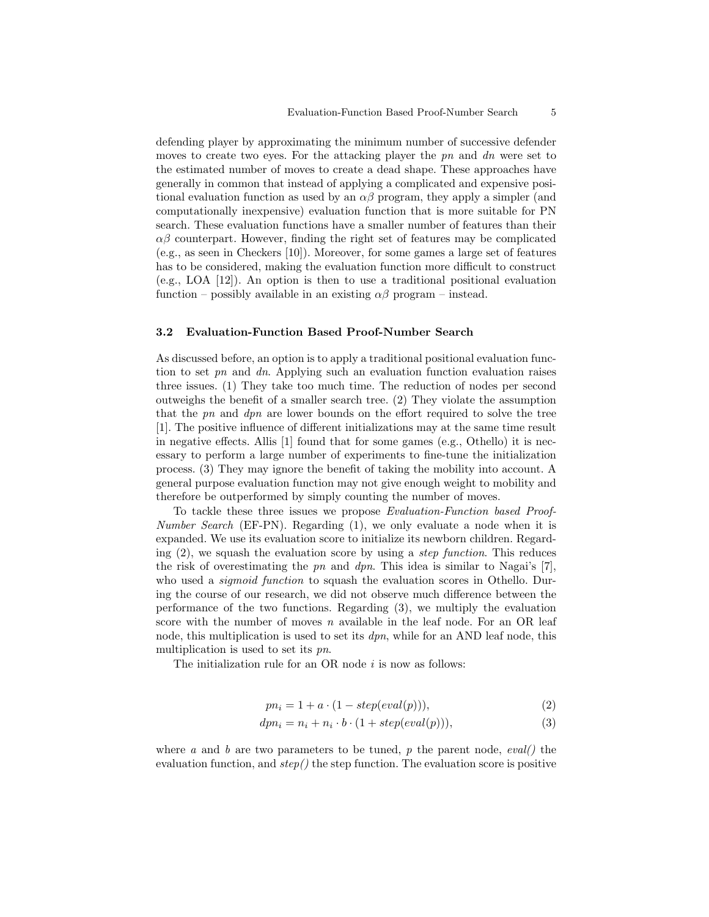defending player by approximating the minimum number of successive defender moves to create two eyes. For the attacking player the *pn* and *dn* were set to the estimated number of moves to create a dead shape. These approaches have generally in common that instead of applying a complicated and expensive positional evaluation function as used by an $\alpha\beta$ program, they apply a simpler (and computationally inexpensive) evaluation function that is more suitable for PN search. These evaluation functions have a smaller number of features than their $\alpha\beta$ counterpart. However, finding the right set of features may be complicated (e.g., as seen in Checkers [10]). Moreover, for some games a large set of features has to be considered, making the evaluation function more difficult to construct (e.g., LOA [12]). An option is then to use a traditional positional evaluation function – possibly available in an existing $\alpha\beta$ program – instead.

### 3.2 Evaluation-Function Based Proof-Number Search

As discussed before, an option is to apply a traditional positional evaluation function to set *pn* and *dn*. Applying such an evaluation function evaluation raises three issues. (1) They take too much time. The reduction of nodes per second outweighs the benefit of a smaller search tree. (2) They violate the assumption that the *pn* and *dpn* are lower bounds on the effort required to solve the tree [1]. The positive influence of different initializations may at the same time result in negative effects. Allis [1] found that for some games (e.g., Othello) it is necessary to perform a large number of experiments to fine-tune the initialization process. (3) They may ignore the benefit of taking the mobility into account. A general purpose evaluation function may not give enough weight to mobility and therefore be outperformed by simply counting the number of moves.

To tackle these three issues we propose *Evaluation-Function based Proof-Number Search* (EF-PN). Regarding (1), we only evaluate a node when it is expanded. We use its evaluation score to initialize its newborn children. Regarding (2), we squash the evaluation score by using a *step function*. This reduces the risk of overestimating the *pn* and *dpn*. This idea is similar to Nagai's [7], who used a *sigmoid function* to squash the evaluation scores in Othello. During the course of our research, we did not observe much difference between the performance of the two functions. Regarding (3), we multiply the evaluation score with the number of moves $n$ available in the leaf node. For an OR leaf node, this multiplication is used to set its *dpn*, while for an AND leaf node, this multiplication is used to set its *pn*.

The initialization rule for an OR node $i$ is now as follows:

$$pn_i = 1 + a \cdot (1 - step(eval(p))), \tag{2}$$

$$dpn_i = n_i + n_i \cdot b \cdot (1 + step(eval(p))), \tag{3}$$

where $a$ and $b$ are two parameters to be tuned, $p$ the parent node, *eval()* the evaluation function, and *step()* the step function. The evaluation score is positive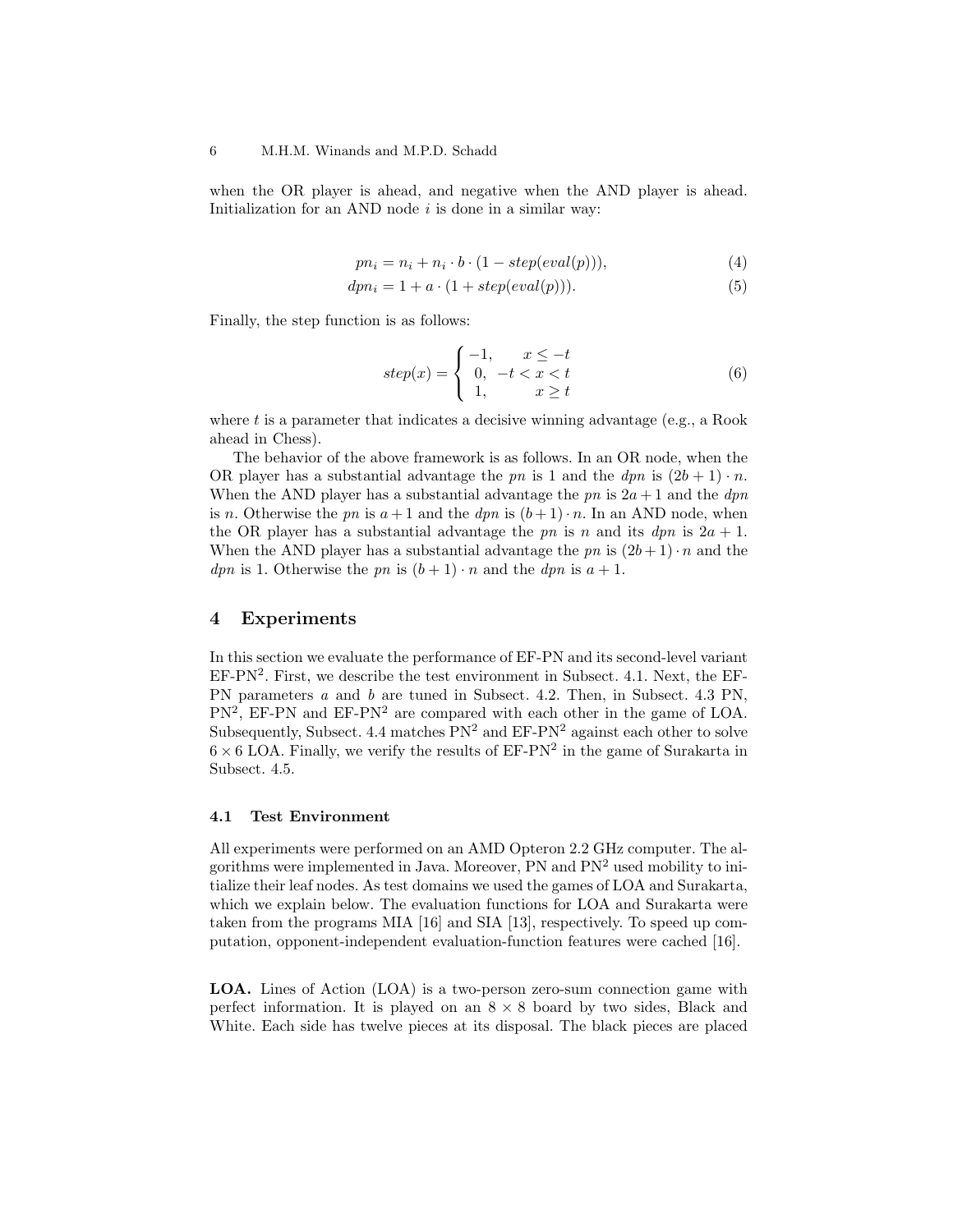when the OR player is ahead, and negative when the AND player is ahead. Initialization for an AND node $i$ is done in a similar way:

$$pn_i = n_i + n_i \cdot b \cdot (1 - step(eval(p))), \tag{4}$$

$$dpn_i = 1 + a \cdot (1 + step(eval(p))). \tag{5}$$

Finally, the step function is as follows:

$$step(x) = \begin{cases} -1, & x \leq -t \\ 0, & -t < x < t \\ 1, & x \geq t \end{cases} \tag{6}$$

where $t$ is a parameter that indicates a decisive winning advantage (e.g., a Rook ahead in Chess).

The behavior of the above framework is as follows. In an OR node, when the OR player has a substantial advantage the $pn$ is 1 and the $dpn$ is $(2b+1) \cdot n$. When the AND player has a substantial advantage the $pn$ is $2a+1$ and the $dpn$ is $n$. Otherwise the $pn$ is $a+1$ and the $dpn$ is $(b+1) \cdot n$. In an AND node, when the OR player has a substantial advantage the $pn$ is $n$ and its $dpn$ is $2a+1$. When the AND player has a substantial advantage the $pn$ is $(2b+1) \cdot n$ and the $dpn$ is 1. Otherwise the $pn$ is $(b+1) \cdot n$ and the $dpn$ is $a+1$.

## 4 Experiments

In this section we evaluate the performance of EF-PN and its second-level variant EF-PN$^2$. First, we describe the test environment in Subsect. 4.1. Next, the EF-PN parameters $a$ and $b$ are tuned in Subsect. 4.2. Then, in Subsect. 4.3 PN, PN$^2$, EF-PN and EF-PN$^2$ are compared with each other in the game of LOA. Subsequently, Subsect. 4.4 matches PN$^2$ and EF-PN$^2$ against each other to solve $6 \times 6$ LOA. Finally, we verify the results of EF-PN$^2$ in the game of Surakarta in Subsect. 4.5.

### 4.1 Test Environment

All experiments were performed on an AMD Opteron 2.2 GHz computer. The algorithms were implemented in Java. Moreover, PN and PN$^2$ used mobility to initialize their leaf nodes. As test domains we used the games of LOA and Surakarta, which we explain below. The evaluation functions for LOA and Surakarta were taken from the programs MIA [16] and SIA [13], respectively. To speed up computation, opponent-independent evaluation-function features were cached [16].

**LOA.** Lines of Action (LOA) is a two-person zero-sum connection game with perfect information. It is played on an $8 \times 8$ board by two sides, Black and White. Each side has twelve pieces at its disposal. The black pieces are placed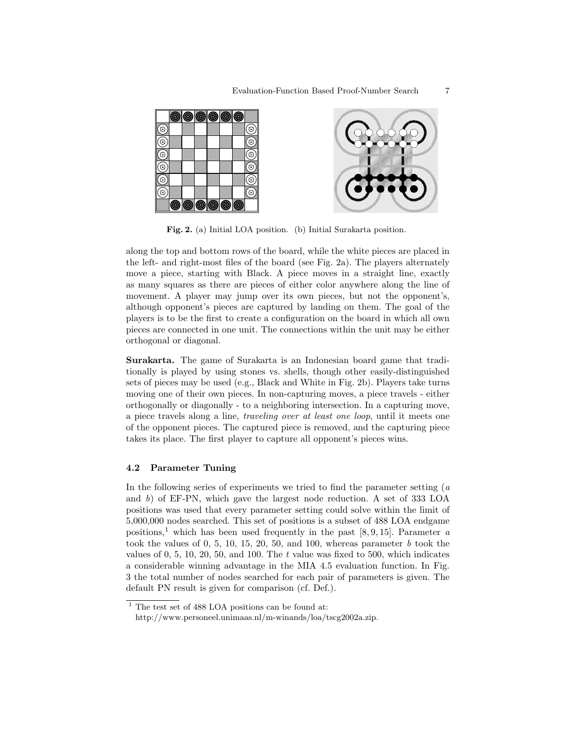**Fig. 2.** (a) Initial LOA position. (b) Initial Surakarta position.

along the top and bottom rows of the board, while the white pieces are placed in the left- and right-most files of the board (see Fig. 2a). The players alternately move a piece, starting with Black. A piece moves in a straight line, exactly as many squares as there are pieces of either color anywhere along the line of movement. A player may jump over its own pieces, but not the opponent's, although opponent's pieces are captured by landing on them. The goal of the players is to be the first to create a configuration on the board in which all own pieces are connected in one unit. The connections within the unit may be either orthogonal or diagonal.

**Surakarta.** The game of Surakarta is an Indonesian board game that traditionally is played by using stones vs. shells, though other easily-distinguished sets of pieces may be used (e.g., Black and White in Fig. 2b). Players take turns moving one of their own pieces. In non-capturing moves, a piece travels - either orthogonally or diagonally - to a neighboring intersection. In a capturing move, a piece travels along a line, *traveling over at least one loop*, until it meets one of the opponent pieces. The captured piece is removed, and the capturing piece takes its place. The first player to capture all opponent's pieces wins.

### 4.2 Parameter Tuning

In the following series of experiments we tried to find the parameter setting ($a$ and $b$) of EF-PN, which gave the largest node reduction. A set of 333 LOA positions was used that every parameter setting could solve within the limit of 5,000,000 nodes searched. This set of positions is a subset of 488 LOA endgame positions,[1] which has been used frequently in the past [8, 9, 15]. Parameter $a$ took the values of 0, 5, 10, 15, 20, 50, and 100, whereas parameter $b$ took the values of 0, 5, 10, 20, 50, and 100. The $t$ value was fixed to 500, which indicates a considerable winning advantage in the MIA 4.5 evaluation function. In Fig. 3 the total number of nodes searched for each pair of parameters is given. The default PN result is given for comparison (cf. Def.).

[1] The test set of 488 LOA positions can be found at: http://www.personeel.unimaas.nl/m-winands/loa/tscg2002a.zip.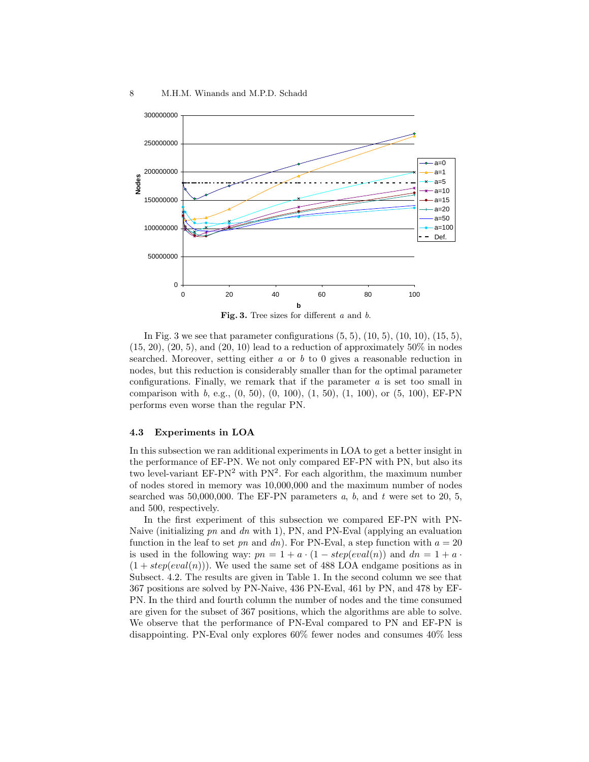**Fig. 3.** Tree sizes for different $a$ and $b$.

In Fig. 3 we see that parameter configurations (5, 5), (10, 5), (10, 10), (15, 5), (15, 20), (20, 5), and (20, 10) lead to a reduction of approximately 50% in nodes searched. Moreover, setting either $a$ or $b$ to 0 gives a reasonable reduction in nodes, but this reduction is considerably smaller than for the optimal parameter configurations. Finally, we remark that if the parameter $a$ is set too small in comparison with $b$, e.g., (0, 50), (0, 100), (1, 50), (1, 100), or (5, 100), EF-PN performs even worse than the regular PN.

### 4.3 Experiments in LOA

In this subsection we ran additional experiments in LOA to get a better insight in the performance of EF-PN. We not only compared EF-PN with PN, but also its two level-variant EF-PN$^2$ with PN$^2$. For each algorithm, the maximum number of nodes stored in memory was 10,000,000 and the maximum number of nodes searched was 50,000,000. The EF-PN parameters $a$, $b$, and $t$ were set to 20, 5, and 500, respectively.

In the first experiment of this subsection we compared EF-PN with PN-Naive (initializing $pn$ and $dn$ with 1), PN, and PN-Eval (applying an evaluation function in the leaf to set $pn$ and $dn$). For PN-Eval, a step function with $a = 20$ is used in the following way: $pn = 1 + a \cdot (1 - step(eval(n))$ and $dn = 1 + a \cdot (1 + step(eval(n)))$. We used the same set of 488 LOA endgame positions as in Subsect. 4.2. The results are given in Table 1. In the second column we see that 367 positions are solved by PN-Naive, 436 PN-Eval, 461 by PN, and 478 by EF-PN. In the third and fourth column the number of nodes and the time consumed are given for the subset of 367 positions, which the algorithms are able to solve. We observe that the performance of PN-Eval compared to PN and EF-PN is disappointing. PN-Eval only explores 60% fewer nodes and consumes 40% less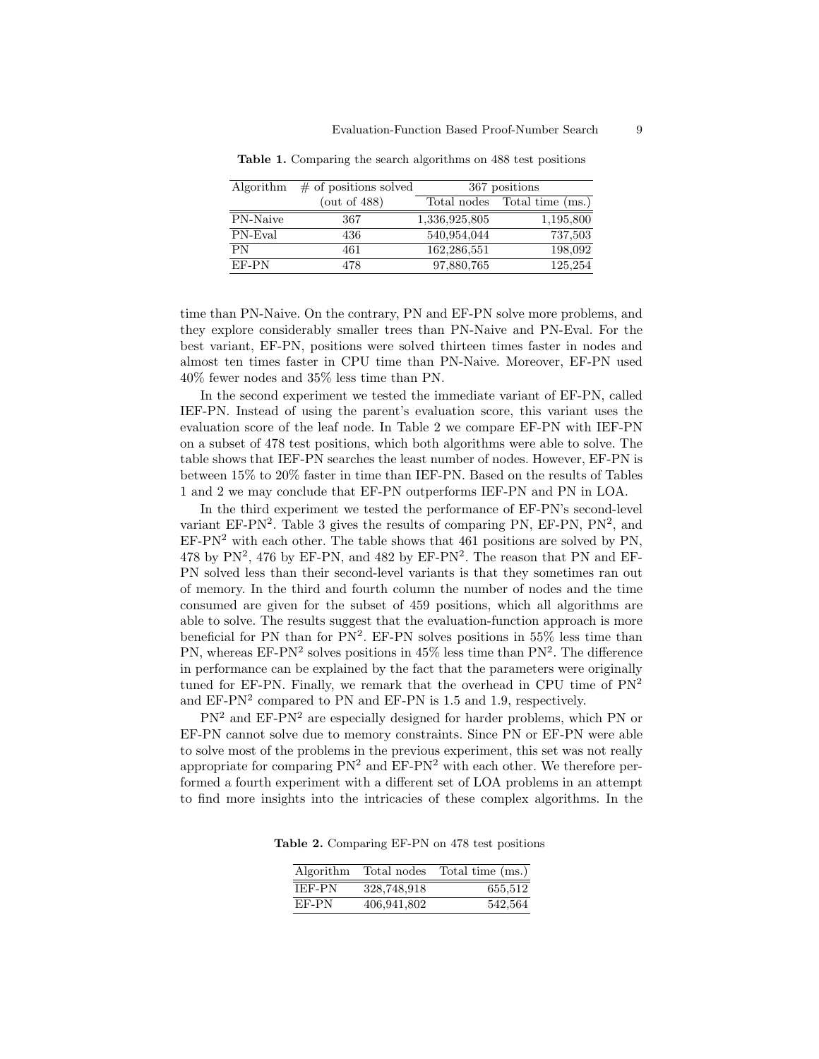**Table 1.** Comparing the search algorithms on 488 test positions

| Algorithm | # of positions solved (out of 488) | 367 positions | |
|---|---|---|---|
| | | Total nodes | Total time (ms.) |
| PN-Naive | 367 | 1,336,925,805 | 1,195,800 |
| PN-Eval | 436 | 540,954,044 | 737,503 |
| PN | 461 | 162,286,551 | 198,092 |
| EF-PN | 478 | 97,880,765 | 125,254 |

time than PN-Naive. On the contrary, PN and EF-PN solve more problems, and they explore considerably smaller trees than PN-Naive and PN-Eval. For the best variant, EF-PN, positions were solved thirteen times faster in nodes and almost ten times faster in CPU time than PN-Naive. Moreover, EF-PN used 40% fewer nodes and 35% less time than PN.

In the second experiment we tested the immediate variant of EF-PN, called IEF-PN. Instead of using the parent's evaluation score, this variant uses the evaluation score of the leaf node. In Table 2 we compare EF-PN with IEF-PN on a subset of 478 test positions, which both algorithms were able to solve. The table shows that IEF-PN searches the least number of nodes. However, EF-PN is between 15% to 20% faster in time than IEF-PN. Based on the results of Tables 1 and 2 we may conclude that EF-PN outperforms IEF-PN and PN in LOA.

In the third experiment we tested the performance of EF-PN's second-level variant EF-PN$^2$. Table 3 gives the results of comparing PN, EF-PN, PN$^2$, and EF-PN$^2$ with each other. The table shows that 461 positions are solved by PN, 478 by PN$^2$, 476 by EF-PN, and 482 by EF-PN$^2$. The reason that PN and EF-PN solved less than their second-level variants is that they sometimes ran out of memory. In the third and fourth column the number of nodes and the time consumed are given for the subset of 459 positions, which all algorithms are able to solve. The results suggest that the evaluation-function approach is more beneficial for PN than for PN$^2$. EF-PN solves positions in 55% less time than PN, whereas EF-PN$^2$ solves positions in 45% less time than PN$^2$. The difference in performance can be explained by the fact that the parameters were originally tuned for EF-PN. Finally, we remark that the overhead in CPU time of PN$^2$ and EF-PN$^2$ compared to PN and EF-PN is 1.5 and 1.9, respectively.

PN$^2$ and EF-PN$^2$ are especially designed for harder problems, which PN or EF-PN cannot solve due to memory constraints. Since PN or EF-PN were able to solve most of the problems in the previous experiment, this set was not really appropriate for comparing PN$^2$ and EF-PN$^2$ with each other. We therefore performed a fourth experiment with a different set of LOA problems in an attempt to find more insights into the intricacies of these complex algorithms. In the

**Table 2.** Comparing EF-PN on 478 test positions

| Algorithm | Total nodes | Total time (ms.) |
|---|---|---|
| IEF-PN | 328,748,918 | 655,512 |
| EF-PN | 406,941,802 | 542,564 |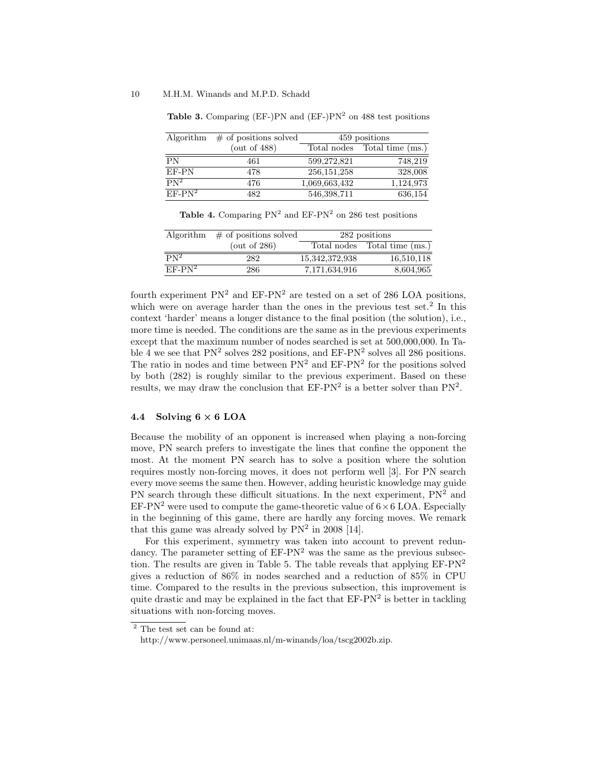**Table 3.** Comparing (EF-)PN and (EF-)$PN^2$ on 488 test positions

| Algorithm | # of positions solved | 459 positions | |
|---|---|---|---|
| | (out of 488) | Total nodes | Total time (ms.) |
| PN | 461 | 599,272,821 | 748,219 |
| EF-PN | 478 | 256,151,258 | 328,008 |
| $PN^2$ | 476 | 1,069,663,432 | 1,124,973 |
| EF-$PN^2$ | 482 | 546,398,711 | 636,154 |

**Table 4.** Comparing $PN^2$ and EF-$PN^2$ on 286 test positions

| Algorithm | # of positions solved | 282 positions | |
|---|---|---|---|
| | (out of 286) | Total nodes | Total time (ms.) |
| $PN^2$ | 282 | 15,342,372,938 | 16,510,118 |
| EF-$PN^2$ | 286 | 7,171,634,916 | 8,604,965 |

fourth experiment $PN^2$ and EF-$PN^2$ are tested on a set of 286 LOA positions, which were on average harder than the ones in the previous test set.[2] In this context 'harder' means a longer distance to the final position (the solution), i.e., more time is needed. The conditions are the same as in the previous experiments except that the maximum number of nodes searched is set at 500,000,000. In Table 4 we see that $PN^2$ solves 282 positions, and EF-$PN^2$ solves all 286 positions. The ratio in nodes and time between $PN^2$ and EF-$PN^2$ for the positions solved by both (282) is roughly similar to the previous experiment. Based on these results, we may draw the conclusion that EF-$PN^2$ is a better solver than $PN^2$.

### 4.4 Solving $6 \times 6$ LOA

Because the mobility of an opponent is increased when playing a non-forcing move, PN search prefers to investigate the lines that confine the opponent the most. At the moment PN search has to solve a position where the solution requires mostly non-forcing moves, it does not perform well [3]. For PN search every move seems the same then. However, adding heuristic knowledge may guide PN search through these difficult situations. In the next experiment, $PN^2$ and EF-$PN^2$ were used to compute the game-theoretic value of $6 \times 6$ LOA. Especially in the beginning of this game, there are hardly any forcing moves. We remark that this game was already solved by $PN^2$ in 2008 [14].

For this experiment, symmetry was taken into account to prevent redundancy. The parameter setting of EF-$PN^2$ was the same as the previous subsection. The results are given in Table 5. The table reveals that applying EF-$PN^2$ gives a reduction of 86% in nodes searched and a reduction of 85% in CPU time. Compared to the results in the previous subsection, this improvement is quite drastic and may be explained in the fact that EF-$PN^2$ is better in tackling situations with non-forcing moves.

[2] The test set can be found at:
http://www.personeel.unimaas.nl/m-winands/loa/tscg2002b.zip.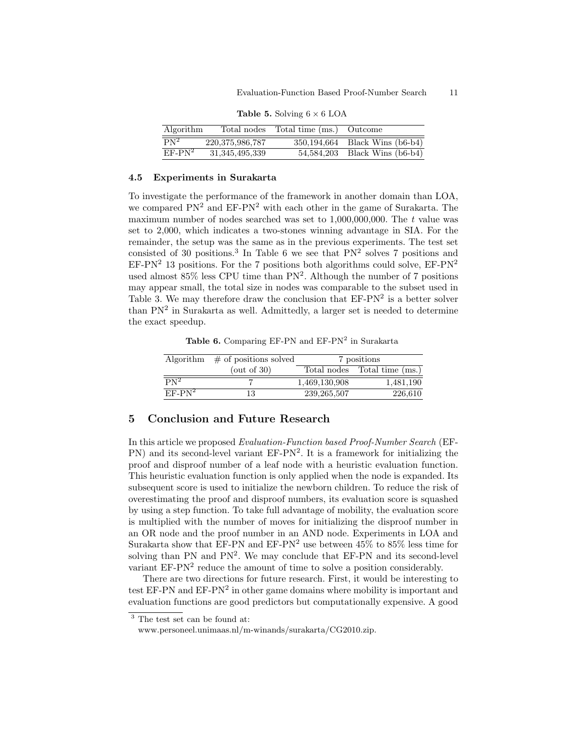**Table 5.** Solving $6 \times 6$ LOA

| Algorithm | Total nodes | Total time (ms.) | Outcome |
|---|---|---|---|
| $PN^2$ | 220,375,986,787 | 350,194,664 | Black Wins (b6-b4) |
| $EF\text{-}PN^2$ | 31,345,495,339 | 54,584,203 | Black Wins (b6-b4) |

### 4.5 Experiments in Surakarta

To investigate the performance of the framework in another domain than LOA, we compared $PN^2$ and $EF\text{-}PN^2$ with each other in the game of Surakarta. The maximum number of nodes searched was set to 1,000,000,000. The $t$ value was set to 2,000, which indicates a two-stones winning advantage in SIA. For the remainder, the setup was the same as in the previous experiments. The test set consisted of 30 positions.[3] In Table 6 we see that $PN^2$ solves 7 positions and $EF\text{-}PN^2$ 13 positions. For the 7 positions both algorithms could solve, $EF\text{-}PN^2$ used almost 85% less CPU time than $PN^2$. Although the number of 7 positions may appear small, the total size in nodes was comparable to the subset used in Table 3. We may therefore draw the conclusion that $EF\text{-}PN^2$ is a better solver than $PN^2$ in Surakarta as well. Admittedly, a larger set is needed to determine the exact speedup.

**Table 6.** Comparing EF-PN and $EF\text{-}PN^2$ in Surakarta

| Algorithm | # of positions solved | 7 positions | |
|---|---|---|---|
| | (out of 30) | Total nodes | Total time (ms.) |
| $PN^2$ | 7 | 1,469,130,908 | 1,481,190 |
| $EF\text{-}PN^2$ | 13 | 239,265,507 | 226,610 |

## 5 Conclusion and Future Research

In this article we proposed *Evaluation-Function based Proof-Number Search* (EF-PN) and its second-level variant $EF\text{-}PN^2$. It is a framework for initializing the proof and disproof number of a leaf node with a heuristic evaluation function. This heuristic evaluation function is only applied when the node is expanded. Its subsequent score is used to initialize the newborn children. To reduce the risk of overestimating the proof and disproof numbers, its evaluation score is squashed by using a step function. To take full advantage of mobility, the evaluation score is multiplied with the number of moves for initializing the disproof number in an OR node and the proof number in an AND node. Experiments in LOA and Surakarta show that EF-PN and $EF\text{-}PN^2$ use between 45% to 85% less time for solving than PN and $PN^2$. We may conclude that EF-PN and its second-level variant $EF\text{-}PN^2$ reduce the amount of time to solve a position considerably.

There are two directions for future research. First, it would be interesting to test EF-PN and $EF\text{-}PN^2$ in other game domains where mobility is important and evaluation functions are good predictors but computationally expensive. A good

[3] The test set can be found at:
www.personeel.unimaas.nl/m-winands/surakarta/CG2010.zip.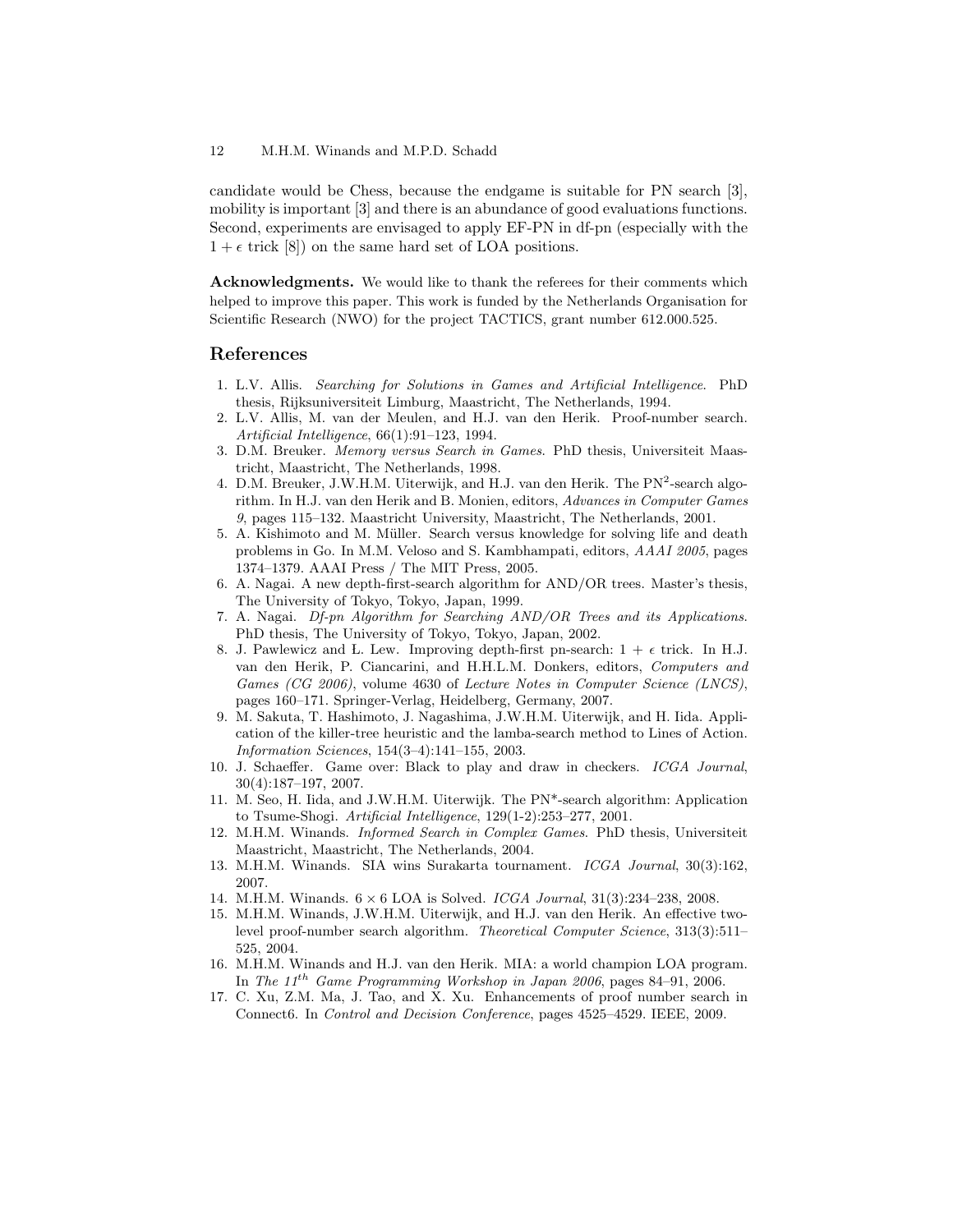candidate would be Chess, because the endgame is suitable for PN search [3], mobility is important [3] and there is an abundance of good evaluations functions. Second, experiments are envisaged to apply EF-PN in df-pn (especially with the $1 + \epsilon$ trick [8]) on the same hard set of LOA positions.

**Acknowledgments.** We would like to thank the referees for their comments which helped to improve this paper. This work is funded by the Netherlands Organisation for Scientific Research (NWO) for the project TACTICS, grant number 612.000.525.

## References

1. L.V. Allis. *Searching for Solutions in Games and Artificial Intelligence*. PhD thesis, Rijksuniversiteit Limburg, Maastricht, The Netherlands, 1994.
2. L.V. Allis, M. van der Meulen, and H.J. van den Herik. Proof-number search. *Artificial Intelligence*, 66(1):91–123, 1994.
3. D.M. Breuker. *Memory versus Search in Games*. PhD thesis, Universiteit Maastricht, Maastricht, The Netherlands, 1998.
4. D.M. Breuker, J.W.H.M. Uiterwijk, and H.J. van den Herik. The PN$^2$-search algorithm. In H.J. van den Herik and B. Monien, editors, *Advances in Computer Games 9*, pages 115–132. Maastricht University, Maastricht, The Netherlands, 2001.
5. A. Kishimoto and M. Müller. Search versus knowledge for solving life and death problems in Go. In M.M. Veloso and S. Kambhampati, editors, *AAAI 2005*, pages 1374–1379. AAAI Press / The MIT Press, 2005.
6. A. Nagai. A new depth-first-search algorithm for AND/OR trees. Master's thesis, The University of Tokyo, Tokyo, Japan, 1999.
7. A. Nagai. *Df-pn Algorithm for Searching AND/OR Trees and its Applications*. PhD thesis, The University of Tokyo, Tokyo, Japan, 2002.
8. J. Pawlewicz and Ł. Lew. Improving depth-first pn-search: $1 + \epsilon$ trick. In H.J. van den Herik, P. Ciancarini, and H.H.L.M. Donkers, editors, *Computers and Games (CG 2006)*, volume 4630 of *Lecture Notes in Computer Science (LNCS)*, pages 160–171. Springer-Verlag, Heidelberg, Germany, 2007.
9. M. Sakuta, T. Hashimoto, J. Nagashima, J.W.H.M. Uiterwijk, and H. Iida. Application of the killer-tree heuristic and the lamba-search method to Lines of Action. *Information Sciences*, 154(3–4):141–155, 2003.
10. J. Schaeffer. Game over: Black to play and draw in checkers. *ICGA Journal*, 30(4):187–197, 2007.
11. M. Seo, H. Iida, and J.W.H.M. Uiterwijk. The PN*-search algorithm: Application to Tsume-Shogi. *Artificial Intelligence*, 129(1-2):253–277, 2001.
12. M.H.M. Winands. *Informed Search in Complex Games*. PhD thesis, Universiteit Maastricht, Maastricht, The Netherlands, 2004.
13. M.H.M. Winands. SIA wins Surakarta tournament. *ICGA Journal*, 30(3):162, 2007.
14. M.H.M. Winands. $6 \times 6$ LOA is Solved. *ICGA Journal*, 31(3):234–238, 2008.
15. M.H.M. Winands, J.W.H.M. Uiterwijk, and H.J. van den Herik. An effective two-level proof-number search algorithm. *Theoretical Computer Science*, 313(3):511–525, 2004.
16. M.H.M. Winands and H.J. van den Herik. MIA: a world champion LOA program. In *The 11$^{th}$ Game Programming Workshop in Japan 2006*, pages 84–91, 2006.
17. C. Xu, Z.M. Ma, J. Tao, and X. Xu. Enhancements of proof number search in Connect6. In *Control and Decision Conference*, pages 4525–4529. IEEE, 2009.